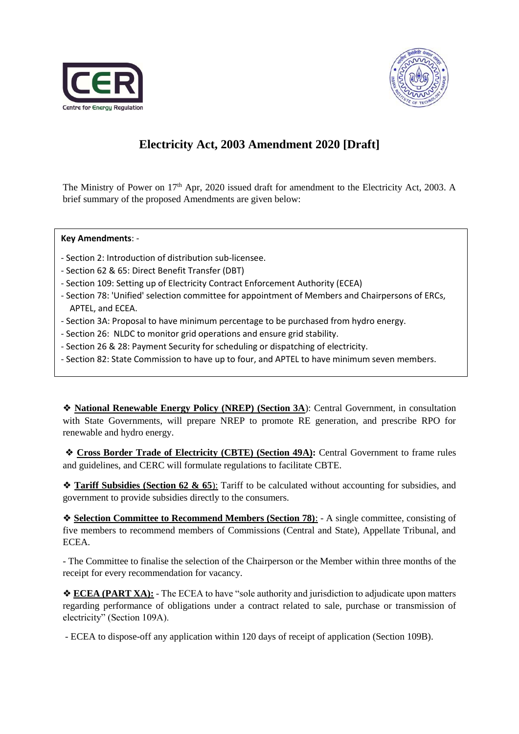# Electricity Act, 2003 Amendment 2020 [Draft]

The Ministry of Power on 17th Apr, 2020 issued draft for amendment to the Electricity Act, 2003. A brief summary of the proposed Amendments are given below:

**Key Amendments**: -

- Section 2: Introduction of distribution sub-licensee.
- Section 62 & 65: Direct Benefit Transfer (DBT)
- Section 109: Setting up of Electricity Contract Enforcement Authority (ECEA)
- Section 78: 'Unified' selection committee for appointment of Members and Chairpersons of ERCs, APTEL, and ECEA.
- Section 3A: Proposal to have minimum percentage to be purchased from hydro energy.
- Section 26: NLDC to monitor grid operations and ensure grid stability.
- Section 26 & 28: Payment Security for scheduling or dispatching of electricity.
- Section 82: State Commission to have up to four, and APTEL to have minimum seven members.

❖ **National Renewable Energy Policy (NREP) (Section 3A)**: Central Government, in consultation with State Governments, will prepare NREP to promote RE generation, and prescribe RPO for renewable and hydro energy.

❖ **Cross Border Trade of Electricity (CBTE) (Section 49A):** Central Government to frame rules and guidelines, and CERC will formulate regulations to facilitate CBTE.

❖ **Tariff Subsidies (Section 62 & 65)**: Tariff to be calculated without accounting for subsidies, and government to provide subsidies directly to the consumers.

❖ **Selection Committee to Recommend Members (Section 78)**: - A single committee, consisting of five members to recommend members of Commissions (Central and State), Appellate Tribunal, and ECEA.

- The Committee to finalise the selection of the Chairperson or the Member within three months of the receipt for every recommendation for vacancy.

❖ **ECEA (PART XA):** - The ECEA to have "sole authority and jurisdiction to adjudicate upon matters regarding performance of obligations under a contract related to sale, purchase or transmission of electricity" (Section 109A).

- ECEA to dispose-off any application within 120 days of receipt of application (Section 109B).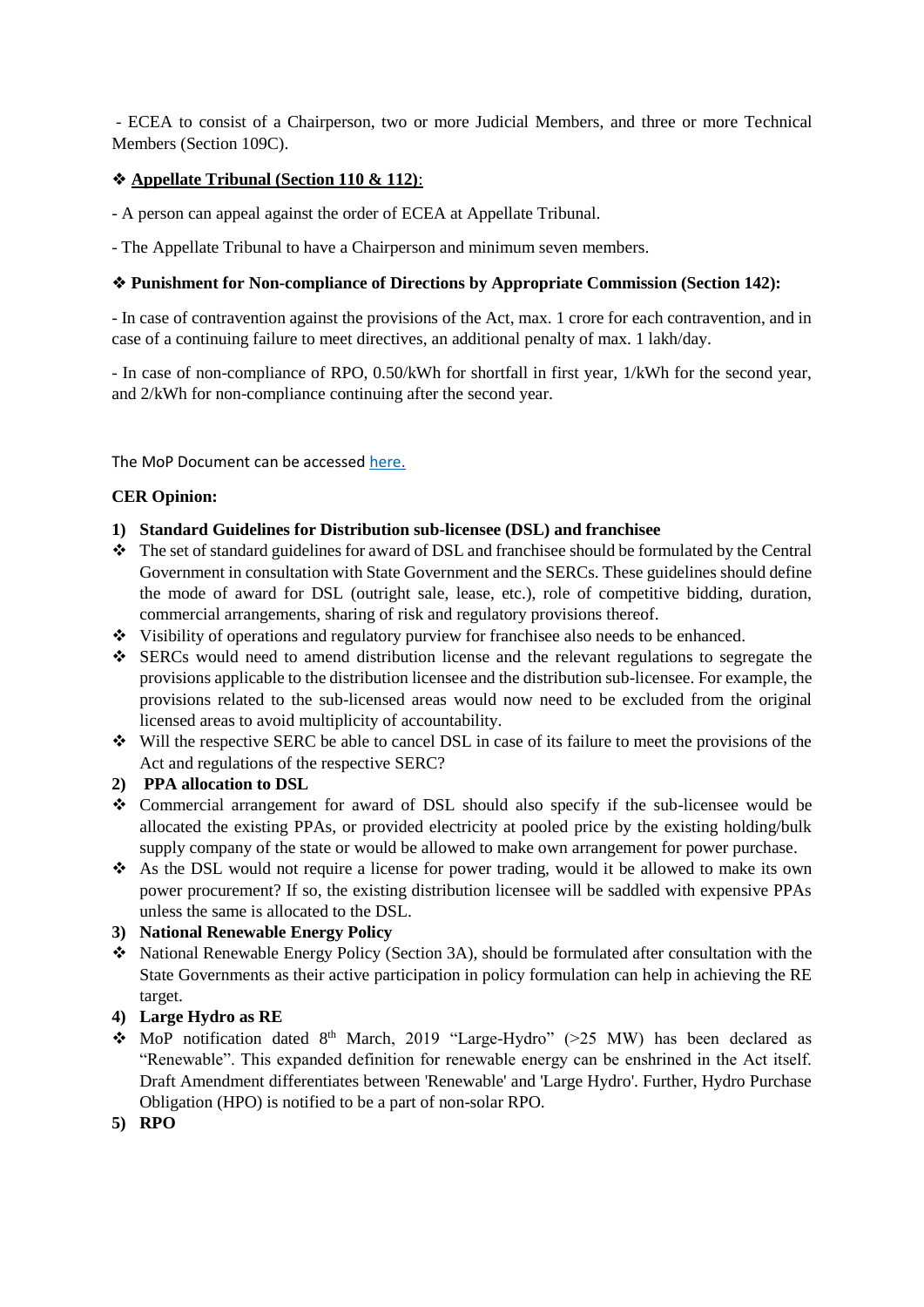- ECEA to consist of a Chairperson, two or more Judicial Members, and three or more Technical Members (Section 109C).

❖ **Appellate Tribunal (Section 110 & 112)**:

- A person can appeal against the order of ECEA at Appellate Tribunal.

- The Appellate Tribunal to have a Chairperson and minimum seven members.

❖ **Punishment for Non-compliance of Directions by Appropriate Commission (Section 142):**

- In case of contravention against the provisions of the Act, max. 1 crore for each contravention, and in case of a continuing failure to meet directives, an additional penalty of max. 1 lakh/day.

- In case of non-compliance of RPO, 0.50/kWh for shortfall in first year, 1/kWh for the second year, and 2/kWh for non-compliance continuing after the second year.

The MoP Document can be accessed here.

**CER Opinion:**

1) **Standard Guidelines for Distribution sub-licensee (DSL) and franchisee**
   - ❖ The set of standard guidelines for award of DSL and franchisee should be formulated by the Central Government in consultation with State Government and the SERCs. These guidelines should define the mode of award for DSL (outright sale, lease, etc.), role of competitive bidding, duration, commercial arrangements, sharing of risk and regulatory provisions thereof.
   - ❖ Visibility of operations and regulatory purview for franchisee also needs to be enhanced.
   - ❖ SERCs would need to amend distribution license and the relevant regulations to segregate the provisions applicable to the distribution licensee and the distribution sub-licensee. For example, the provisions related to the sub-licensed areas would now need to be excluded from the original licensed areas to avoid multiplicity of accountability.
   - ❖ Will the respective SERC be able to cancel DSL in case of its failure to meet the provisions of the Act and regulations of the respective SERC?
2) **PPA allocation to DSL**
   - ❖ Commercial arrangement for award of DSL should also specify if the sub-licensee would be allocated the existing PPAs, or provided electricity at pooled price by the existing holding/bulk supply company of the state or would be allowed to make own arrangement for power purchase.
   - ❖ As the DSL would not require a license for power trading, would it be allowed to make its own power procurement? If so, the existing distribution licensee will be saddled with expensive PPAs unless the same is allocated to the DSL.
3) **National Renewable Energy Policy**
   - ❖ National Renewable Energy Policy (Section 3A), should be formulated after consultation with the State Governments as their active participation in policy formulation can help in achieving the RE target.
4) **Large Hydro as RE**
   - ❖ MoP notification dated 8th March, 2019 "Large-Hydro" (>25 MW) has been declared as "Renewable". This expanded definition for renewable energy can be enshrined in the Act itself. Draft Amendment differentiates between 'Renewable' and 'Large Hydro'. Further, Hydro Purchase Obligation (HPO) is notified to be a part of non-solar RPO.
5) **RPO**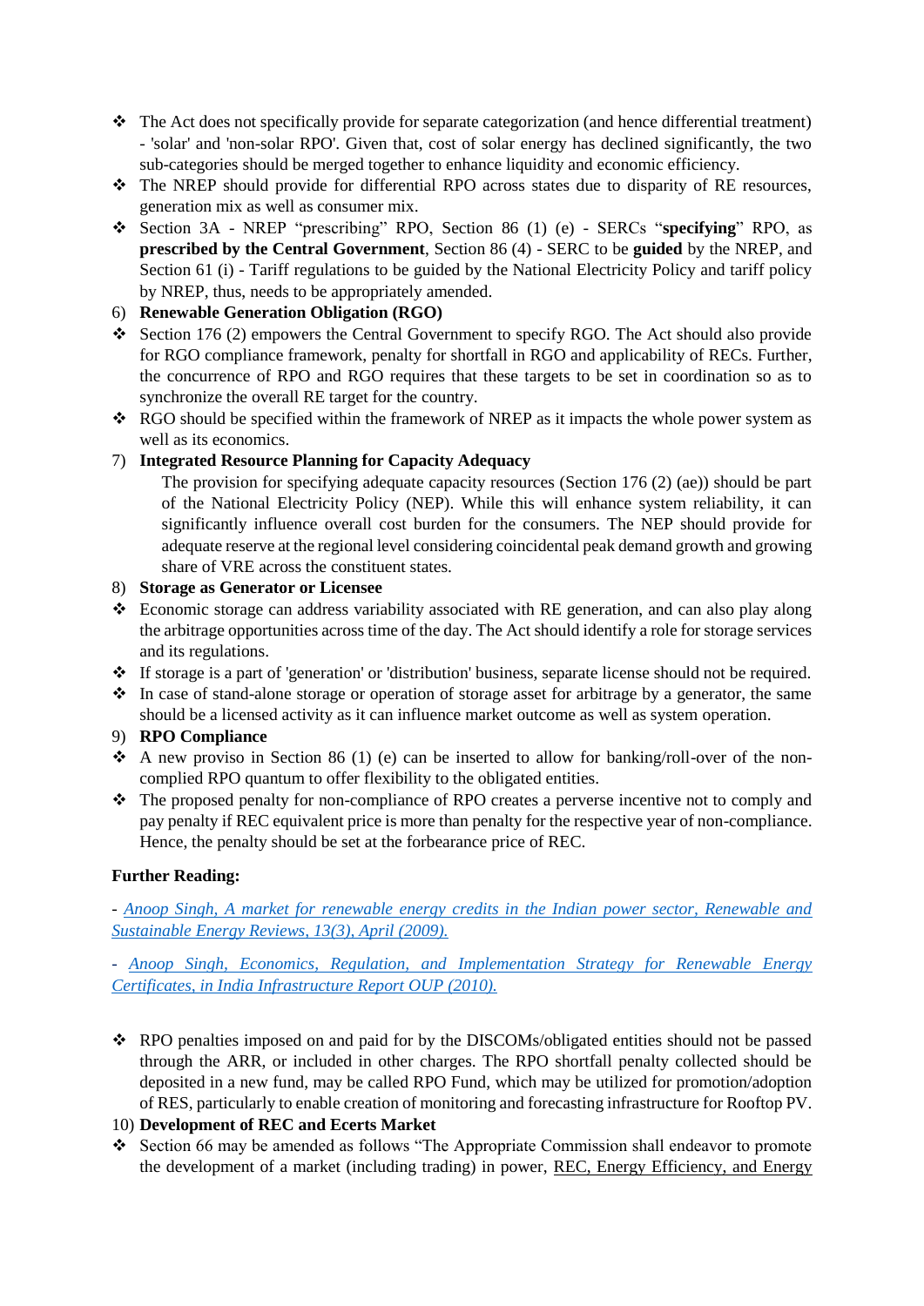- The Act does not specifically provide for separate categorization (and hence differential treatment) - 'solar' and 'non-solar RPO'. Given that, cost of solar energy has declined significantly, the two sub-categories should be merged together to enhance liquidity and economic efficiency.
- The NREP should provide for differential RPO across states due to disparity of RE resources, generation mix as well as consumer mix.
- Section 3A - NREP "prescribing" RPO, Section 86 (1) (e) - SERCs "**specifying**" RPO, as **prescribed by the Central Government**, Section 86 (4) - SERC to be **guided** by the NREP, and Section 61 (i) - Tariff regulations to be guided by the National Electricity Policy and tariff policy by NREP, thus, needs to be appropriately amended.

6) **Renewable Generation Obligation (RGO)**

- Section 176 (2) empowers the Central Government to specify RGO. The Act should also provide for RGO compliance framework, penalty for shortfall in RGO and applicability of RECs. Further, the concurrence of RPO and RGO requires that these targets to be set in coordination so as to synchronize the overall RE target for the country.
- RGO should be specified within the framework of NREP as it impacts the whole power system as well as its economics.

7) **Integrated Resource Planning for Capacity Adequacy**

The provision for specifying adequate capacity resources (Section 176 (2) (ae)) should be part of the National Electricity Policy (NEP). While this will enhance system reliability, it can significantly influence overall cost burden for the consumers. The NEP should provide for adequate reserve at the regional level considering coincidental peak demand growth and growing share of VRE across the constituent states.

8) **Storage as Generator or Licensee**

- Economic storage can address variability associated with RE generation, and can also play along the arbitrage opportunities across time of the day. The Act should identify a role for storage services and its regulations.
- If storage is a part of 'generation' or 'distribution' business, separate license should not be required.
- In case of stand-alone storage or operation of storage asset for arbitrage by a generator, the same should be a licensed activity as it can influence market outcome as well as system operation.

9) **RPO Compliance**

- A new proviso in Section 86 (1) (e) can be inserted to allow for banking/roll-over of the non-complied RPO quantum to offer flexibility to the obligated entities.
- The proposed penalty for non-compliance of RPO creates a perverse incentive not to comply and pay penalty if REC equivalent price is more than penalty for the respective year of non-compliance. Hence, the penalty should be set at the forbearance price of REC.

**Further Reading:**

- *Anoop Singh, A market for renewable energy credits in the Indian power sector, Renewable and Sustainable Energy Reviews, 13(3), April (2009).*

- *Anoop Singh, Economics, Regulation, and Implementation Strategy for Renewable Energy Certificates, in India Infrastructure Report OUP (2010).*

- RPO penalties imposed on and paid for by the DISCOMs/obligated entities should not be passed through the ARR, or included in other charges. The RPO shortfall penalty collected should be deposited in a new fund, may be called RPO Fund, which may be utilized for promotion/adoption of RES, particularly to enable creation of monitoring and forecasting infrastructure for Rooftop PV.

10) **Development of REC and Ecerts Market**

- Section 66 may be amended as follows "The Appropriate Commission shall endeavor to promote the development of a market (including trading) in power, REC, Energy Efficiency, and Energy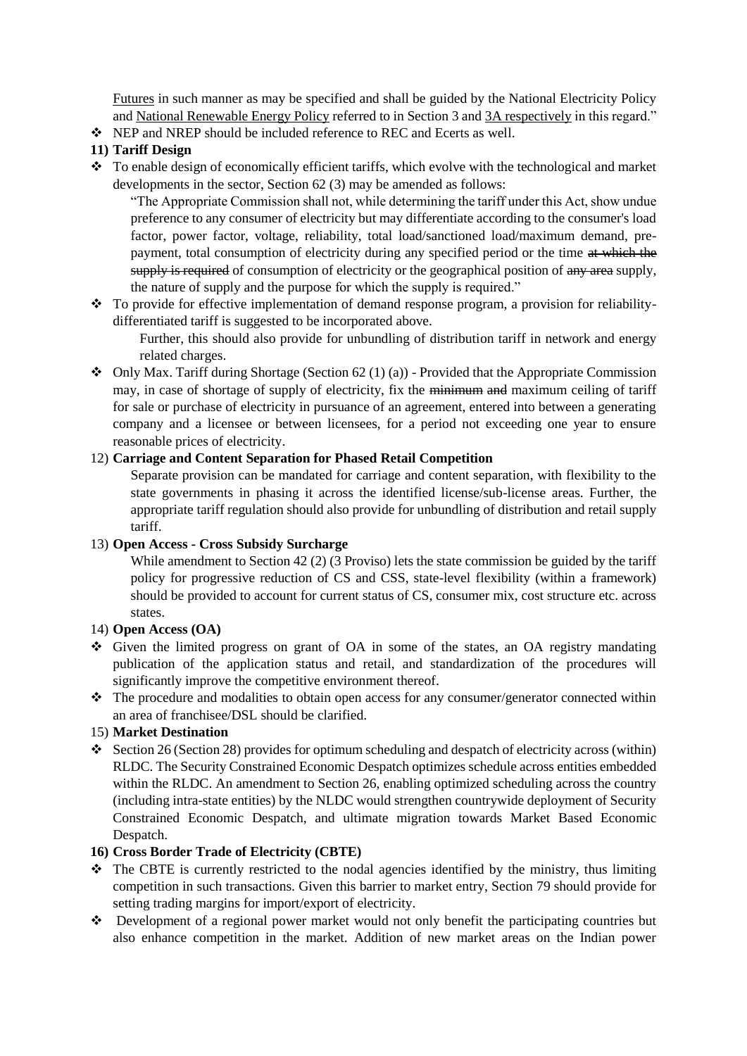Futures in such manner as may be specified and shall be guided by the National Electricity Policy and National Renewable Energy Policy referred to in Section 3 and 3A respectively in this regard."

- NEP and NREP should be included reference to REC and Ecerts as well.

**11) Tariff Design**

- To enable design of economically efficient tariffs, which evolve with the technological and market developments in the sector, Section 62 (3) may be amended as follows:

  "The Appropriate Commission shall not, while determining the tariff under this Act, show undue preference to any consumer of electricity but may differentiate according to the consumer's load factor, power factor, voltage, reliability, total load/sanctioned load/maximum demand, pre-payment, total consumption of electricity during any specified period or the time ~~at which the supply is required~~ of consumption of electricity or the geographical position of ~~any area~~ supply, the nature of supply and the purpose for which the supply is required."

- To provide for effective implementation of demand response program, a provision for reliability-differentiated tariff is suggested to be incorporated above.

  Further, this should also provide for unbundling of distribution tariff in network and energy related charges.

- Only Max. Tariff during Shortage (Section 62 (1) (a)) - Provided that the Appropriate Commission may, in case of shortage of supply of electricity, fix the ~~minimum and~~ maximum ceiling of tariff for sale or purchase of electricity in pursuance of an agreement, entered into between a generating company and a licensee or between licensees, for a period not exceeding one year to ensure reasonable prices of electricity.

12) **Carriage and Content Separation for Phased Retail Competition**

Separate provision can be mandated for carriage and content separation, with flexibility to the state governments in phasing it across the identified license/sub-license areas. Further, the appropriate tariff regulation should also provide for unbundling of distribution and retail supply tariff.

13) **Open Access - Cross Subsidy Surcharge**

While amendment to Section 42 (2) (3 Proviso) lets the state commission be guided by the tariff policy for progressive reduction of CS and CSS, state-level flexibility (within a framework) should be provided to account for current status of CS, consumer mix, cost structure etc. across states.

14) **Open Access (OA)**

- Given the limited progress on grant of OA in some of the states, an OA registry mandating publication of the application status and retail, and standardization of the procedures will significantly improve the competitive environment thereof.
- The procedure and modalities to obtain open access for any consumer/generator connected within an area of franchisee/DSL should be clarified.

15) **Market Destination**

- Section 26 (Section 28) provides for optimum scheduling and despatch of electricity across (within) RLDC. The Security Constrained Economic Despatch optimizes schedule across entities embedded within the RLDC. An amendment to Section 26, enabling optimized scheduling across the country (including intra-state entities) by the NLDC would strengthen countrywide deployment of Security Constrained Economic Despatch, and ultimate migration towards Market Based Economic Despatch.

**16) Cross Border Trade of Electricity (CBTE)**

- The CBTE is currently restricted to the nodal agencies identified by the ministry, thus limiting competition in such transactions. Given this barrier to market entry, Section 79 should provide for setting trading margins for import/export of electricity.
- Development of a regional power market would not only benefit the participating countries but also enhance competition in the market. Addition of new market areas on the Indian power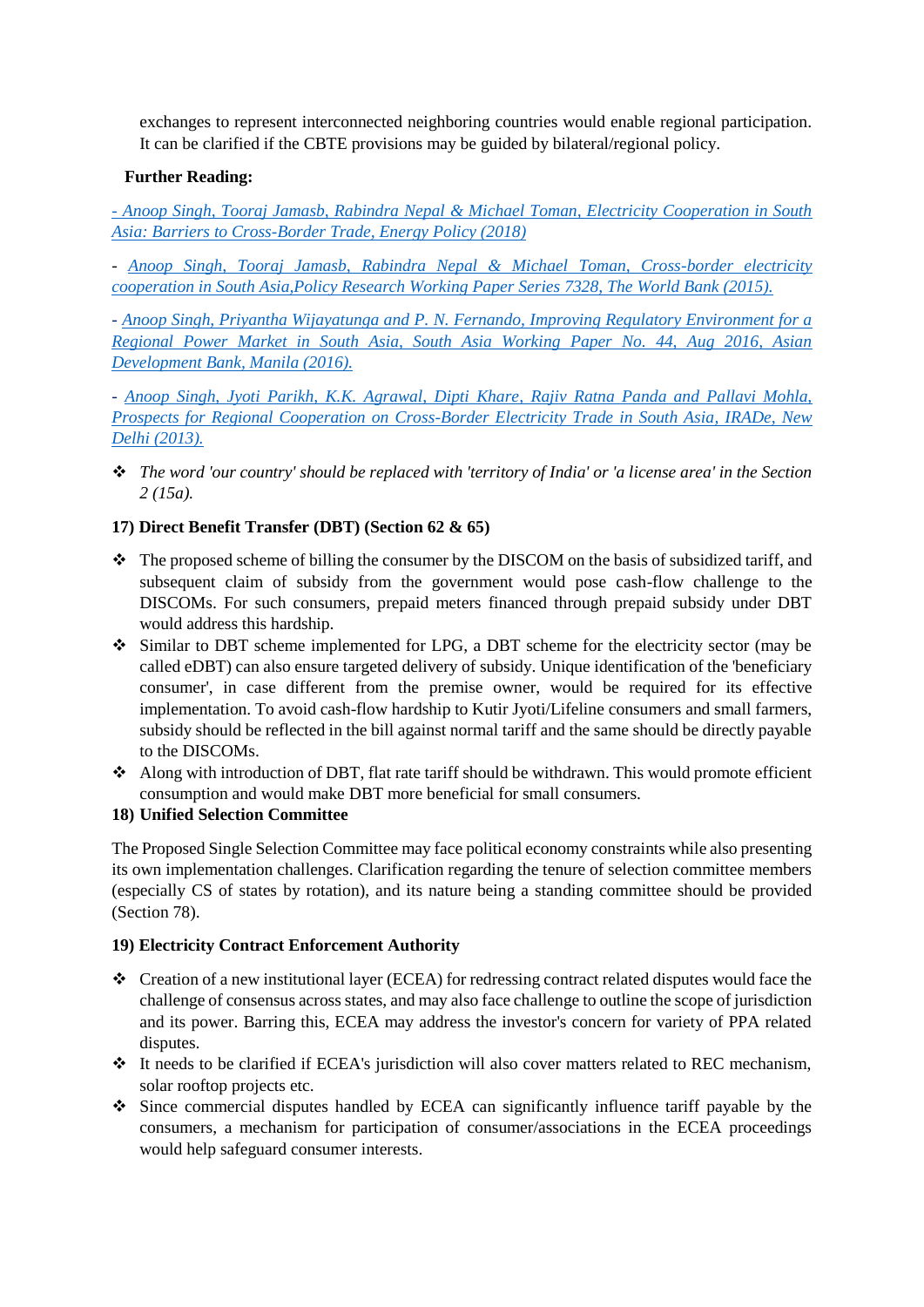exchanges to represent interconnected neighboring countries would enable regional participation. It can be clarified if the CBTE provisions may be guided by bilateral/regional policy.

**Further Reading:**

*- Anoop Singh, Tooraj Jamasb, Rabindra Nepal & Michael Toman, Electricity Cooperation in South Asia: Barriers to Cross-Border Trade, Energy Policy (2018)*

- *Anoop Singh, Tooraj Jamasb, Rabindra Nepal & Michael Toman, Cross-border electricity cooperation in South Asia,Policy Research Working Paper Series 7328, The World Bank (2015).*

- *Anoop Singh, Priyantha Wijayatunga and P. N. Fernando, Improving Regulatory Environment for a Regional Power Market in South Asia, South Asia Working Paper No. 44, Aug 2016, Asian Development Bank, Manila (2016).*

- *Anoop Singh, Jyoti Parikh, K.K. Agrawal, Dipti Khare, Rajiv Ratna Panda and Pallavi Mohla, Prospects for Regional Cooperation on Cross-Border Electricity Trade in South Asia, IRADe, New Delhi (2013).*

- *The word 'our country' should be replaced with 'territory of India' or 'a license area' in the Section 2 (15a).*

**17) Direct Benefit Transfer (DBT) (Section 62 & 65)**

- The proposed scheme of billing the consumer by the DISCOM on the basis of subsidized tariff, and subsequent claim of subsidy from the government would pose cash-flow challenge to the DISCOMs. For such consumers, prepaid meters financed through prepaid subsidy under DBT would address this hardship.
- Similar to DBT scheme implemented for LPG, a DBT scheme for the electricity sector (may be called eDBT) can also ensure targeted delivery of subsidy. Unique identification of the 'beneficiary consumer', in case different from the premise owner, would be required for its effective implementation. To avoid cash-flow hardship to Kutir Jyoti/Lifeline consumers and small farmers, subsidy should be reflected in the bill against normal tariff and the same should be directly payable to the DISCOMs.
- Along with introduction of DBT, flat rate tariff should be withdrawn. This would promote efficient consumption and would make DBT more beneficial for small consumers.

**18) Unified Selection Committee**

The Proposed Single Selection Committee may face political economy constraints while also presenting its own implementation challenges. Clarification regarding the tenure of selection committee members (especially CS of states by rotation), and its nature being a standing committee should be provided (Section 78).

**19) Electricity Contract Enforcement Authority**

- Creation of a new institutional layer (ECEA) for redressing contract related disputes would face the challenge of consensus across states, and may also face challenge to outline the scope of jurisdiction and its power. Barring this, ECEA may address the investor's concern for variety of PPA related disputes.
- It needs to be clarified if ECEA's jurisdiction will also cover matters related to REC mechanism, solar rooftop projects etc.
- Since commercial disputes handled by ECEA can significantly influence tariff payable by the consumers, a mechanism for participation of consumer/associations in the ECEA proceedings would help safeguard consumer interests.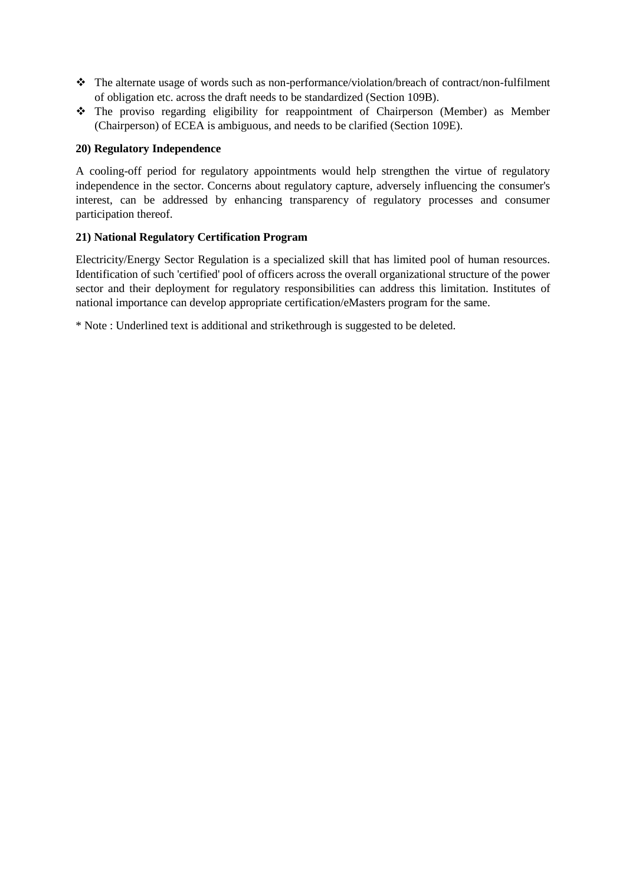- ❖ The alternate usage of words such as non-performance/violation/breach of contract/non-fulfilment of obligation etc. across the draft needs to be standardized (Section 109B).
- ❖ The proviso regarding eligibility for reappointment of Chairperson (Member) as Member (Chairperson) of ECEA is ambiguous, and needs to be clarified (Section 109E).

**20) Regulatory Independence**

A cooling-off period for regulatory appointments would help strengthen the virtue of regulatory independence in the sector. Concerns about regulatory capture, adversely influencing the consumer's interest, can be addressed by enhancing transparency of regulatory processes and consumer participation thereof.

**21) National Regulatory Certification Program**

Electricity/Energy Sector Regulation is a specialized skill that has limited pool of human resources. Identification of such 'certified' pool of officers across the overall organizational structure of the power sector and their deployment for regulatory responsibilities can address this limitation. Institutes of national importance can develop appropriate certification/eMasters program for the same.

* Note : Underlined text is additional and strikethrough is suggested to be deleted.